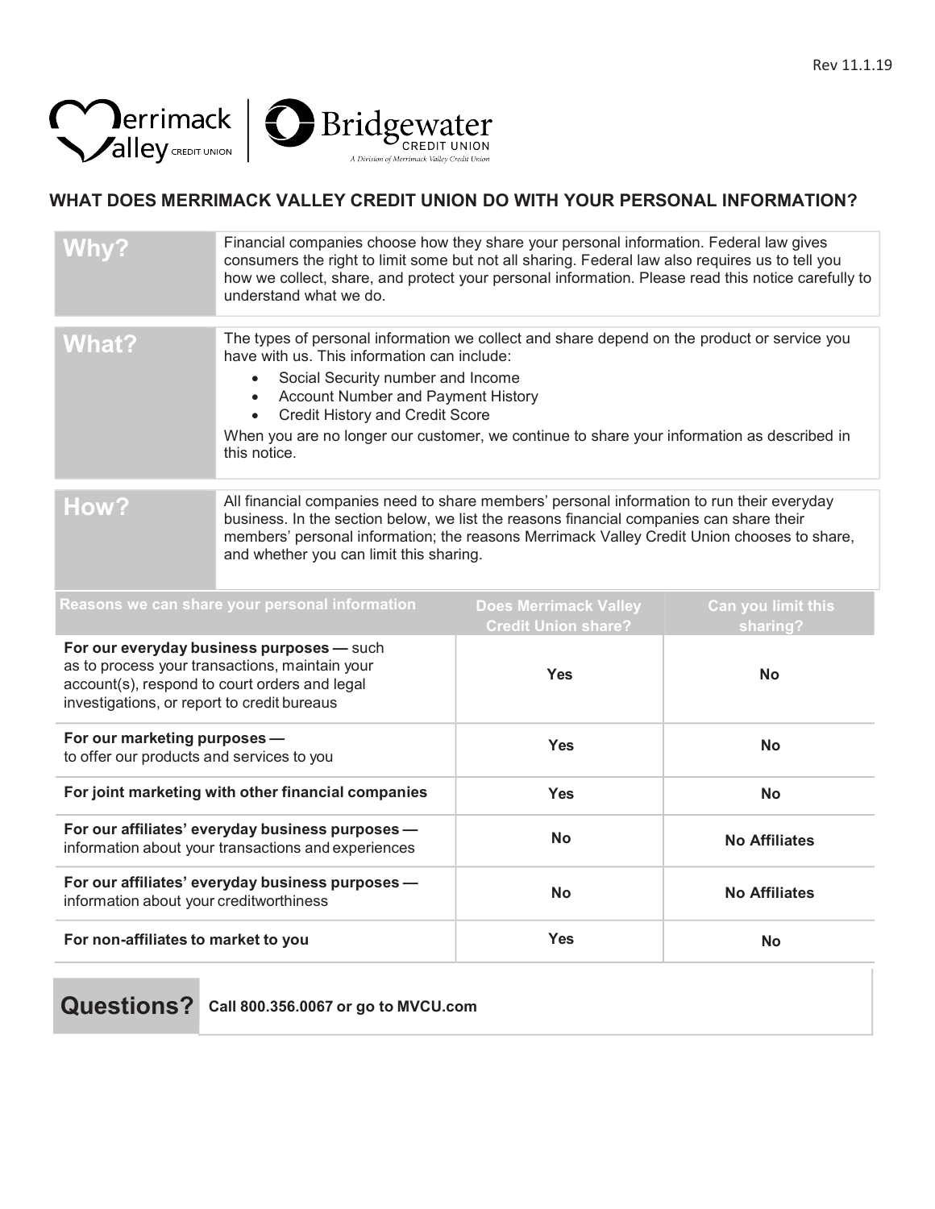Rev 11.1.19

Merrimack Valley CREDIT UNION | Bridgewater CREDIT UNION
*A Division of Merrimack Valley Credit Union*

# WHAT DOES MERRIMACK VALLEY CREDIT UNION DO WITH YOUR PERSONAL INFORMATION?

| | |
|---|---|
| **Why?** | Financial companies choose how they share your personal information. Federal law gives consumers the right to limit some but not all sharing. Federal law also requires us to tell you how we collect, share, and protect your personal information. Please read this notice carefully to understand what we do. |
| **What?** | The types of personal information we collect and share depend on the product or service you have with us. This information can include:<br>• Social Security number and Income<br>• Account Number and Payment History<br>• Credit History and Credit Score<br>When you are no longer our customer, we continue to share your information as described in this notice. |
| **How?** | All financial companies need to share members' personal information to run their everyday business. In the section below, we list the reasons financial companies can share their members' personal information; the reasons Merrimack Valley Credit Union chooses to share, and whether you can limit this sharing. |

| Reasons we can share your personal information | Does Merrimack Valley Credit Union share? | Can you limit this sharing? |
|---|---|---|
| **For our everyday business purposes —** such as to process your transactions, maintain your account(s), respond to court orders and legal investigations, or report to credit bureaus | Yes | No |
| **For our marketing purposes —** to offer our products and services to you | Yes | No |
| **For joint marketing with other financial companies** | Yes | No |
| **For our affiliates' everyday business purposes —** information about your transactions and experiences | No | No Affiliates |
| **For our affiliates' everyday business purposes —** information about your creditworthiness | No | No Affiliates |
| **For non-affiliates to market to you** | Yes | No |

| | |
|---|---|
| **Questions?** | **Call 800.356.0067 or go to MVCU.com** |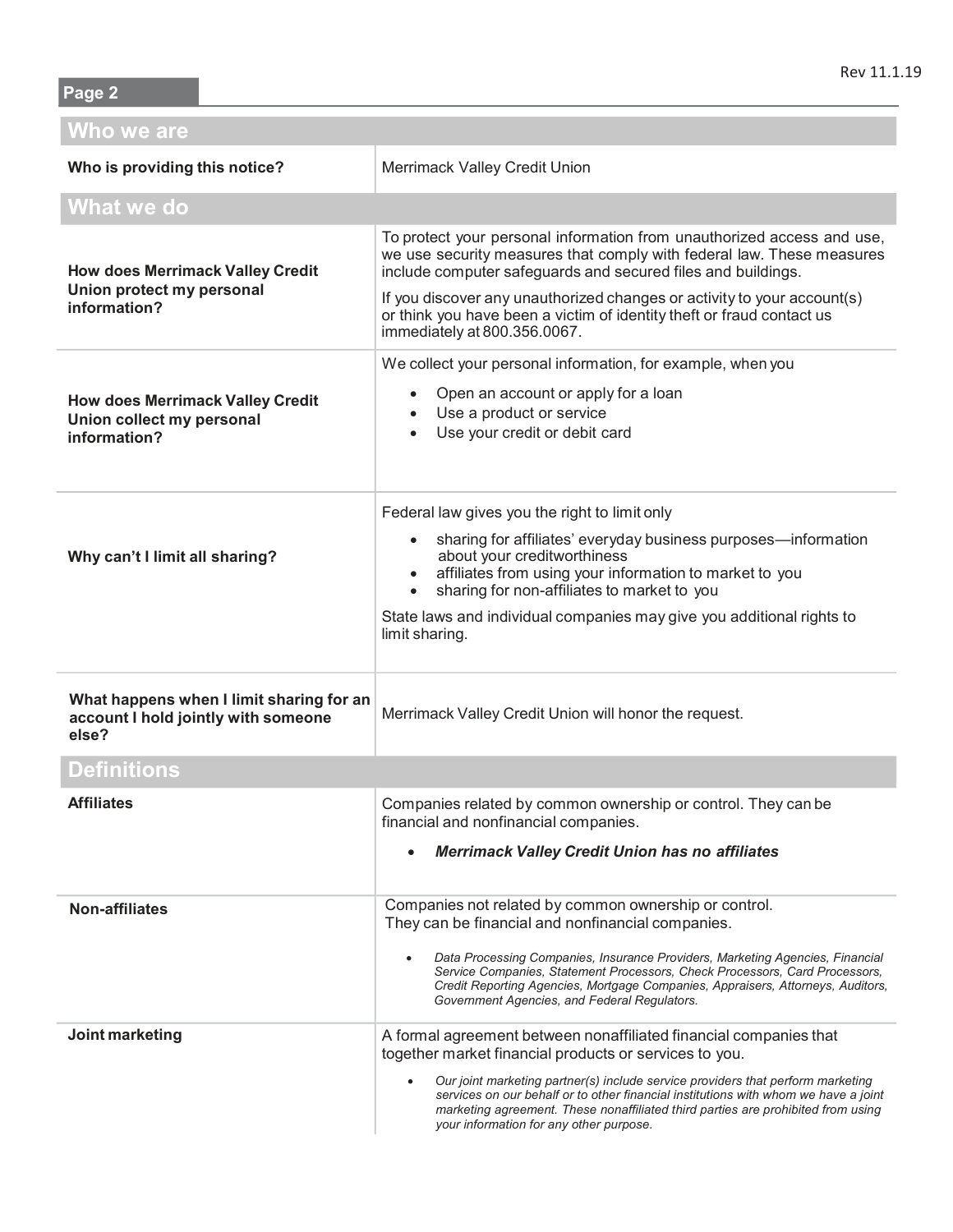## Who we are

| | |
|---|---|
| **Who is providing this notice?** | Merrimack Valley Credit Union |

## What we do

| | |
|---|---|
| **How does Merrimack Valley Credit Union protect my personal information?** | To protect your personal information from unauthorized access and use, we use security measures that comply with federal law. These measures include computer safeguards and secured files and buildings.<br><br>If you discover any unauthorized changes or activity to your account(s) or think you have been a victim of identity theft or fraud contact us immediately at 800.356.0067. |
| **How does Merrimack Valley Credit Union collect my personal information?** | We collect your personal information, for example, when you<br><br>• Open an account or apply for a loan<br>• Use a product or service<br>• Use your credit or debit card |
| **Why can't I limit all sharing?** | Federal law gives you the right to limit only<br><br>• sharing for affiliates' everyday business purposes—information about your creditworthiness<br>• affiliates from using your information to market to you<br>• sharing for non-affiliates to market to you<br><br>State laws and individual companies may give you additional rights to limit sharing. |
| **What happens when I limit sharing for an account I hold jointly with someone else?** | Merrimack Valley Credit Union will honor the request. |

## Definitions

| | |
|---|---|
| **Affiliates** | Companies related by common ownership or control. They can be financial and nonfinancial companies.<br><br>• ***Merrimack Valley Credit Union has no affiliates*** |
| **Non-affiliates** | Companies not related by common ownership or control. They can be financial and nonfinancial companies.<br><br>• *Data Processing Companies, Insurance Providers, Marketing Agencies, Financial Service Companies, Statement Processors, Check Processors, Card Processors, Credit Reporting Agencies, Mortgage Companies, Appraisers, Attorneys, Auditors, Government Agencies, and Federal Regulators.* |
| **Joint marketing** | A formal agreement between nonaffiliated financial companies that together market financial products or services to you.<br><br>• *Our joint marketing partner(s) include service providers that perform marketing services on our behalf or to other financial institutions with whom we have a joint marketing agreement. These nonaffiliated third parties are prohibited from using your information for any other purpose.* |